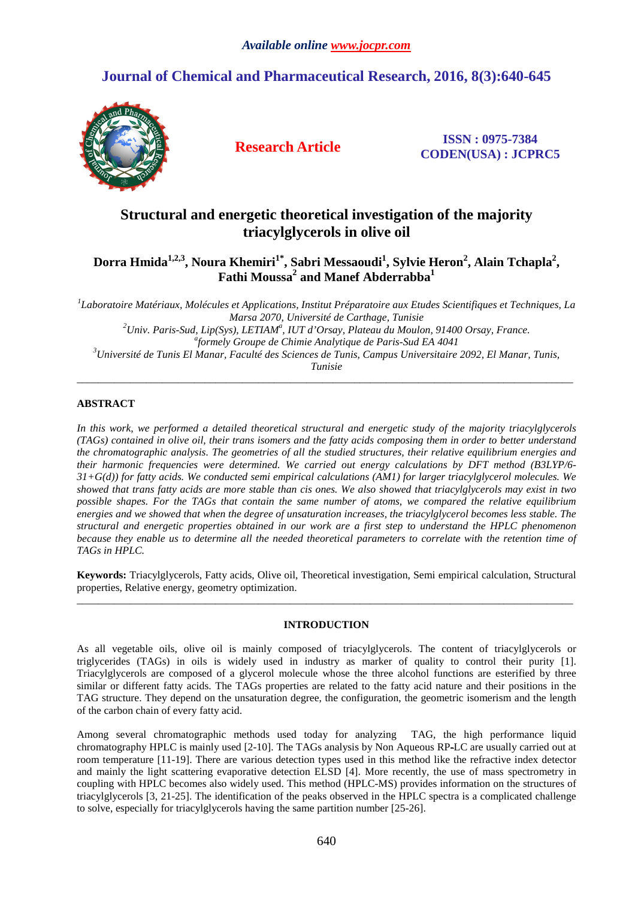# Structural and energetic theoretical investigation of the majority triacylglycerols in olive oil

**Dorra Hmida[1,2,3], Noura Khemiri[1*], Sabri Messaoudi[1], Sylvie Heron[2], Alain Tchapla[2], Fathi Moussa[2] and Manef Abderrabba[1]**

*[1]Laboratoire Matériaux, Molécules et Applications, Institut Préparatoire aux Etudes Scientifiques et Techniques, La Marsa 2070, Université de Carthage, Tunisie*
*[2]Univ. Paris-Sud, Lip(Sys), LETIAM[a], IUT d'Orsay, Plateau du Moulon, 91400 Orsay, France.*
*[a]formely Groupe de Chimie Analytique de Paris-Sud EA 4041*
*[3]Université de Tunis El Manar, Faculté des Sciences de Tunis, Campus Universitaire 2092, El Manar, Tunis, Tunisie*

---

## ABSTRACT

*In this work, we performed a detailed theoretical structural and energetic study of the majority triacylglycerols (TAGs) contained in olive oil, their trans isomers and the fatty acids composing them in order to better understand the chromatographic analysis. The geometries of all the studied structures, their relative equilibrium energies and their harmonic frequencies were determined. We carried out energy calculations by DFT method (B3LYP/6-31+G(d)) for fatty acids. We conducted semi empirical calculations (AM1) for larger triacylglycerol molecules. We showed that trans fatty acids are more stable than cis ones. We also showed that triacylglycerols may exist in two possible shapes. For the TAGs that contain the same number of atoms, we compared the relative equilibrium energies and we showed that when the degree of unsaturation increases, the triacylglycerol becomes less stable. The structural and energetic properties obtained in our work are a first step to understand the HPLC phenomenon because they enable us to determine all the needed theoretical parameters to correlate with the retention time of TAGs in HPLC.*

**Keywords:** Triacylglycerols, Fatty acids, Olive oil, Theoretical investigation, Semi empirical calculation, Structural properties, Relative energy, geometry optimization.

---

## INTRODUCTION

As all vegetable oils, olive oil is mainly composed of triacylglycerols. The content of triacylglycerols or triglycerides (TAGs) in oils is widely used in industry as marker of quality to control their purity [1]. Triacylglycerols are composed of a glycerol molecule whose the three alcohol functions are esterified by three similar or different fatty acids. The TAGs properties are related to the fatty acid nature and their positions in the TAG structure. They depend on the unsaturation degree, the configuration, the geometric isomerism and the length of the carbon chain of every fatty acid.

Among several chromatographic methods used today for analyzing TAG, the high performance liquid chromatography HPLC is mainly used [2-10]. The TAGs analysis by Non Aqueous RP-LC are usually carried out at room temperature [11-19]. There are various detection types used in this method like the refractive index detector and mainly the light scattering evaporative detection ELSD [4]. More recently, the use of mass spectrometry in coupling with HPLC becomes also widely used. This method (HPLC-MS) provides information on the structures of triacylglycerols [3, 21-25]. The identification of the peaks observed in the HPLC spectra is a complicated challenge to solve, especially for triacylglycerols having the same partition number [25-26].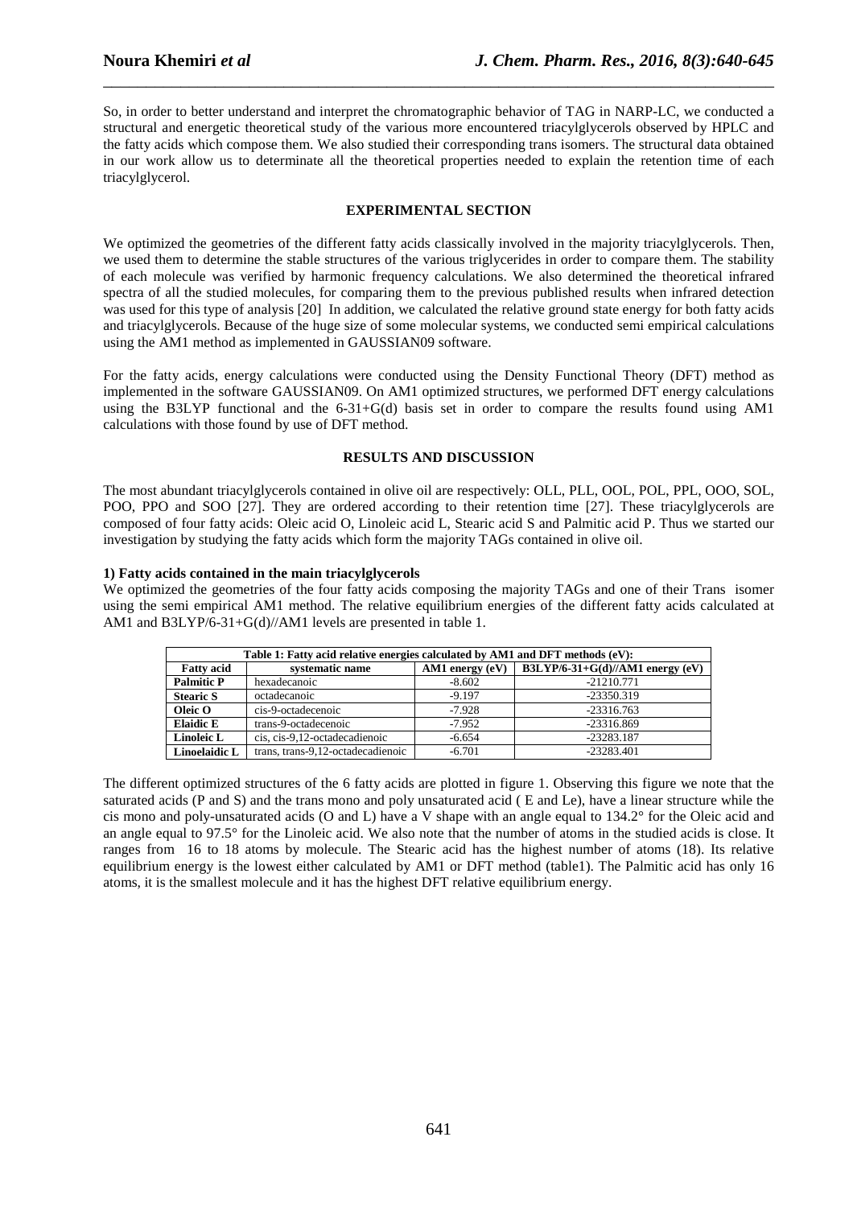So, in order to better understand and interpret the chromatographic behavior of TAG in NARP-LC, we conducted a structural and energetic theoretical study of the various more encountered triacylglycerols observed by HPLC and the fatty acids which compose them. We also studied their corresponding trans isomers. The structural data obtained in our work allow us to determinate all the theoretical properties needed to explain the retention time of each triacylglycerol.

## EXPERIMENTAL SECTION

We optimized the geometries of the different fatty acids classically involved in the majority triacylglycerols. Then, we used them to determine the stable structures of the various triglycerides in order to compare them. The stability of each molecule was verified by harmonic frequency calculations. We also determined the theoretical infrared spectra of all the studied molecules, for comparing them to the previous published results when infrared detection was used for this type of analysis [20] In addition, we calculated the relative ground state energy for both fatty acids and triacylglycerols. Because of the huge size of some molecular systems, we conducted semi empirical calculations using the AM1 method as implemented in GAUSSIAN09 software.

For the fatty acids, energy calculations were conducted using the Density Functional Theory (DFT) method as implemented in the software GAUSSIAN09. On AM1 optimized structures, we performed DFT energy calculations using the B3LYP functional and the 6-31+G(d) basis set in order to compare the results found using AM1 calculations with those found by use of DFT method.

## RESULTS AND DISCUSSION

The most abundant triacylglycerols contained in olive oil are respectively: OLL, PLL, OOL, POL, PPL, OOO, SOL, POO, PPO and SOO [27]. They are ordered according to their retention time [27]. These triacylglycerols are composed of four fatty acids: Oleic acid O, Linoleic acid L, Stearic acid S and Palmitic acid P. Thus we started our investigation by studying the fatty acids which form the majority TAGs contained in olive oil.

### 1) Fatty acids contained in the main triacylglycerols

We optimized the geometries of the four fatty acids composing the majority TAGs and one of their Trans isomer using the semi empirical AM1 method. The relative equilibrium energies of the different fatty acids calculated at AM1 and B3LYP/6-31+G(d)//AM1 levels are presented in table 1.

**Table 1: Fatty acid relative energies calculated by AM1 and DFT methods (eV):**

| Fatty acid | systematic name | AM1 energy (eV) | B3LYP/6-31+G(d)//AM1 energy (eV) |
|---|---|---|---|
| **Palmitic P** | hexadecanoic | -8.602 | -21210.771 |
| **Stearic S** | octadecanoic | -9.197 | -23350.319 |
| **Oleic O** | cis-9-octadecenoic | -7.928 | -23316.763 |
| **Elaidic E** | trans-9-octadecenoic | -7.952 | -23316.869 |
| **Linoleic L** | cis, cis-9,12-octadecadienoic | -6.654 | -23283.187 |
| **Linoelaidic L** | trans, trans-9,12-octadecadienoic | -6.701 | -23283.401 |

The different optimized structures of the 6 fatty acids are plotted in figure 1. Observing this figure we note that the saturated acids (P and S) and the trans mono and poly unsaturated acid ( E and Le), have a linear structure while the cis mono and poly-unsaturated acids (O and L) have a V shape with an angle equal to 134.2° for the Oleic acid and an angle equal to 97.5° for the Linoleic acid. We also note that the number of atoms in the studied acids is close. It ranges from 16 to 18 atoms by molecule. The Stearic acid has the highest number of atoms (18). Its relative equilibrium energy is the lowest either calculated by AM1 or DFT method (table1). The Palmitic acid has only 16 atoms, it is the smallest molecule and it has the highest DFT relative equilibrium energy.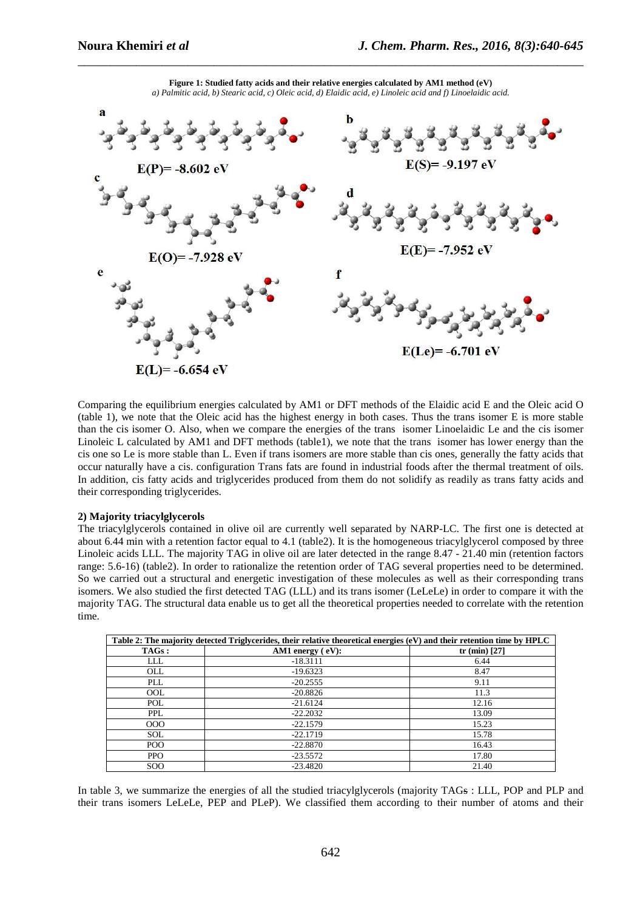**Figure 1: Studied fatty acids and their relative energies calculated by AM1 method (eV)**

*a) Palmitic acid, b) Stearic acid, c) Oleic acid, d) Elaidic acid, e) Linoleic acid and f) Linoelaidic acid.*

a

E(P)= -8.602 eV

b

E(S)= -9.197 eV

c

E(O)= -7.928 eV

d

E(E)= -7.952 eV

e

E(L)= -6.654 eV

f

E(Le)= -6.701 eV

Comparing the equilibrium energies calculated by AM1 or DFT methods of the Elaidic acid E and the Oleic acid O (table 1), we note that the Oleic acid has the highest energy in both cases. Thus the trans isomer E is more stable than the cis isomer O. Also, when we compare the energies of the trans isomer Linoelaidic Le and the cis isomer Linoleic L calculated by AM1 and DFT methods (table1), we note that the trans isomer has lower energy than the cis one so Le is more stable than L. Even if trans isomers are more stable than cis ones, generally the fatty acids that occur naturally have a cis. configuration Trans fats are found in industrial foods after the thermal treatment of oils. In addition, cis fatty acids and triglycerides produced from them do not solidify as readily as trans fatty acids and their corresponding triglycerides.

**2) Majority triacylglycerols**

The triacylglycerols contained in olive oil are currently well separated by NARP-LC. The first one is detected at about 6.44 min with a retention factor equal to 4.1 (table2). It is the homogeneous triacylglycerol composed by three Linoleic acids LLL. The majority TAG in olive oil are later detected in the range 8.47 - 21.40 min (retention factors range: 5.6-16) (table2). In order to rationalize the retention order of TAG several properties need to be determined. So we carried out a structural and energetic investigation of these molecules as well as their corresponding trans isomers. We also studied the first detected TAG (LLL) and its trans isomer (LeLeLe) in order to compare it with the majority TAG. The structural data enable us to get all the theoretical properties needed to correlate with the retention time.

**Table 2: The majority detected Triglycerides, their relative theoretical energies (eV) and their retention time by HPLC**

| TAGs : | AM1 energy ( eV): | tr (min) [27] |
|---|---|---|
| LLL | -18.3111 | 6.44 |
| OLL | -19.6323 | 8.47 |
| PLL | -20.2555 | 9.11 |
| OOL | -20.8826 | 11.3 |
| POL | -21.6124 | 12.16 |
| PPL | -22.2032 | 13.09 |
| OOO | -22.1579 | 15.23 |
| SOL | -22.1719 | 15.78 |
| POO | -22.8870 | 16.43 |
| PPO | -23.5572 | 17.80 |
| SOO | -23.4820 | 21.40 |

In table 3, we summarize the energies of all the studied triacylglycerols (majority TAGs : LLL, POP and PLP and their trans isomers LeLeLe, PEP and PLeP). We classified them according to their number of atoms and their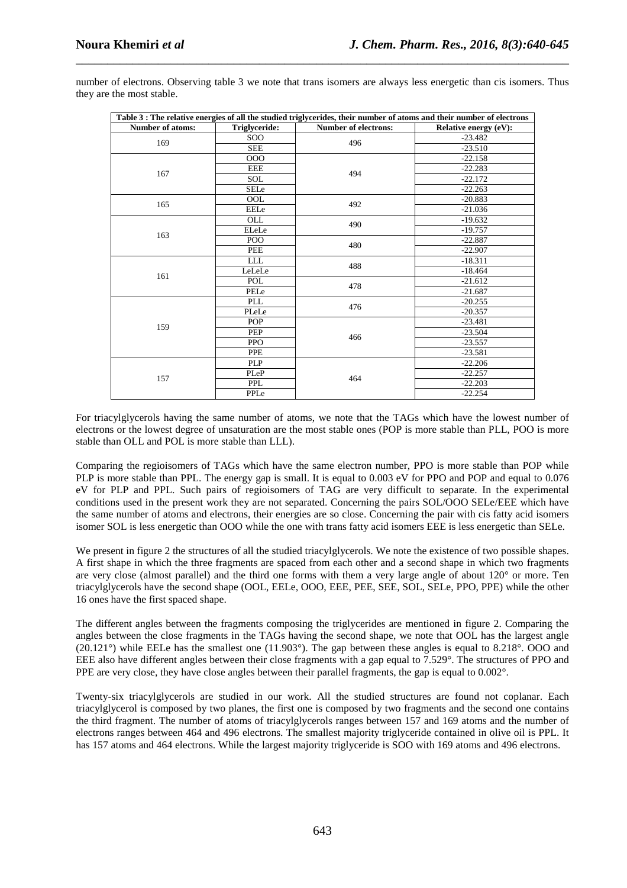number of electrons. Observing table 3 we note that trans isomers are always less energetic than cis isomers. Thus they are the most stable.

**Table 3 : The relative energies of all the studied triglycerides, their number of atoms and their number of electrons**

| Number of atoms: | Triglyceride: | Number of electrons: | Relative energy (eV): |
|---|---|---|---|
| 169 | SOO | 496 | -23.482 |
| | SEE | | -23.510 |
| 167 | OOO | 494 | -22.158 |
| | EEE | | -22.283 |
| | SOL | | -22.172 |
| | SELe | | -22.263 |
| 165 | OOL | 492 | -20.883 |
| | EELe | | -21.036 |
| 163 | OLL | 490 | -19.632 |
| | ELeLe | | -19.757 |
| | POO | 480 | -22.887 |
| | PEE | | -22.907 |
| 161 | LLL | 488 | -18.311 |
| | LeLeLe | | -18.464 |
| | POL | 478 | -21.612 |
| | PELe | | -21.687 |
| 159 | PLL | 476 | -20.255 |
| | PLeLe | | -20.357 |
| | POP | 466 | -23.481 |
| | PEP | | -23.504 |
| | PPO | | -23.557 |
| | PPE | | -23.581 |
| 157 | PLP | 464 | -22.206 |
| | PLeP | | -22.257 |
| | PPL | | -22.203 |
| | PPLe | | -22.254 |

For triacylglycerols having the same number of atoms, we note that the TAGs which have the lowest number of electrons or the lowest degree of unsaturation are the most stable ones (POP is more stable than PLL, POO is more stable than OLL and POL is more stable than LLL).

Comparing the regioisomers of TAGs which have the same electron number, PPO is more stable than POP while PLP is more stable than PPL. The energy gap is small. It is equal to 0.003 eV for PPO and POP and equal to 0.076 eV for PLP and PPL. Such pairs of regioisomers of TAG are very difficult to separate. In the experimental conditions used in the present work they are not separated. Concerning the pairs SOL/OOO SELe/EEE which have the same number of atoms and electrons, their energies are so close. Concerning the pair with cis fatty acid isomers isomer SOL is less energetic than OOO while the one with trans fatty acid isomers EEE is less energetic than SELe.

We present in figure 2 the structures of all the studied triacylglycerols. We note the existence of two possible shapes. A first shape in which the three fragments are spaced from each other and a second shape in which two fragments are very close (almost parallel) and the third one forms with them a very large angle of about 120° or more. Ten triacylglycerols have the second shape (OOL, EELe, OOO, EEE, PEE, SEE, SOL, SELe, PPO, PPE) while the other 16 ones have the first spaced shape.

The different angles between the fragments composing the triglycerides are mentioned in figure 2. Comparing the angles between the close fragments in the TAGs having the second shape, we note that OOL has the largest angle (20.121°) while EELe has the smallest one (11.903°). The gap between these angles is equal to 8.218°. OOO and EEE also have different angles between their close fragments with a gap equal to 7.529°. The structures of PPO and PPE are very close, they have close angles between their parallel fragments, the gap is equal to 0.002°.

Twenty-six triacylglycerols are studied in our work. All the studied structures are found not coplanar. Each triacylglycerol is composed by two planes, the first one is composed by two fragments and the second one contains the third fragment. The number of atoms of triacylglycerols ranges between 157 and 169 atoms and the number of electrons ranges between 464 and 496 electrons. The smallest majority triglyceride contained in olive oil is PPL. It has 157 atoms and 464 electrons. While the largest majority triglyceride is SOO with 169 atoms and 496 electrons.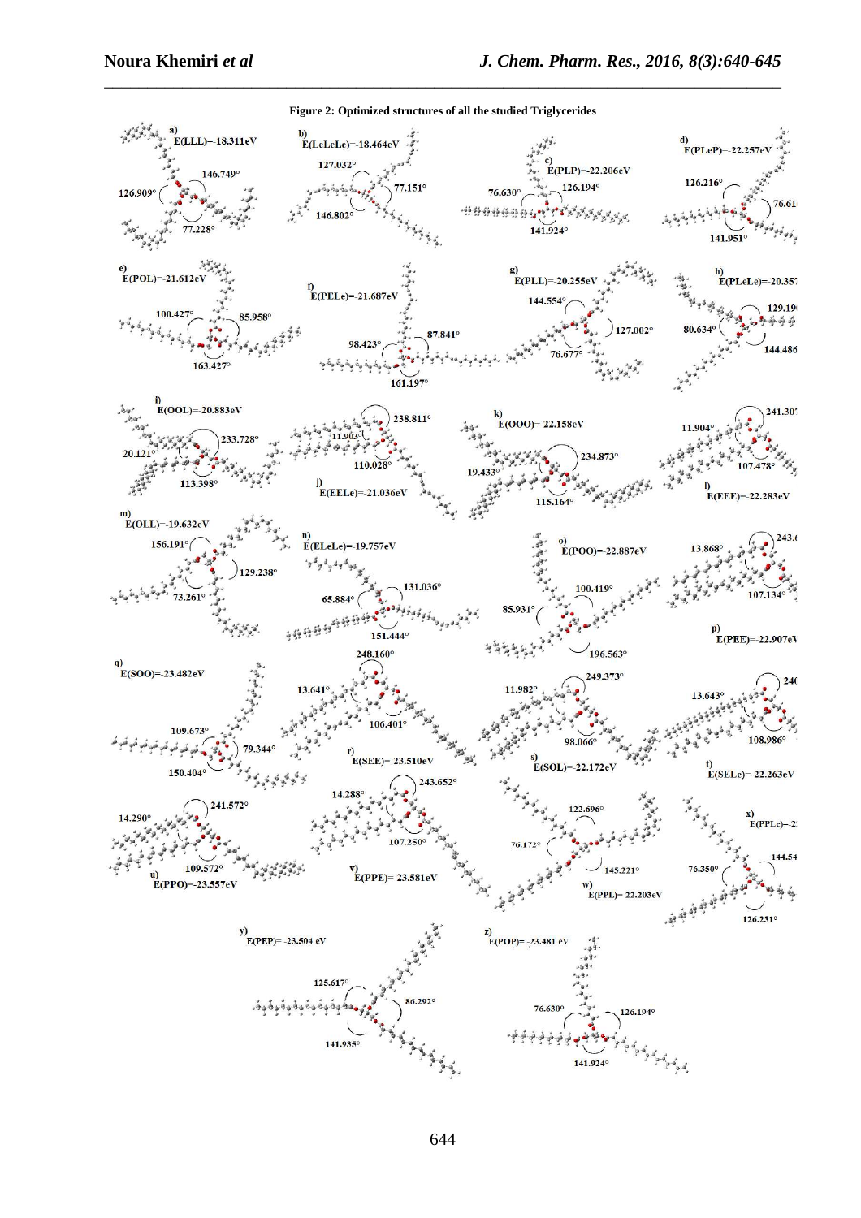**Figure 2: Optimized structures of all the studied Triglycerides**

a) E(LLL)=-18.311eV; 146.749°; 126.909°; 77.228°

b) E(LeLeLe)=-18.464eV; 127.032°; 77.151°; 146.802°

c) E(PLP)=-22.206eV; 76.630°; 126.194°; 141.924°

d) E(PLeP)=-22.257eV; 126.216°; 76.61; 141.951°

e) E(POL)=-21.612eV; 100.427°; 85.958°; 163.427°

f) E(PELe)=-21.687eV; 98.423°; 87.841°; 161.197°

g) E(PLL)=-20.255eV; 144.554°; 127.002°; 76.677°

h) E(PLeLe)=-20.357; 129.19; 80.634°; 144.486

i) E(OOL)=-20.883eV; 233.728°; 20.121°; 113.398°

j) E(EELe)=-21.036eV; 238.811°; 11.903°; 110.028°

k) E(OOO)=-22.158eV; 234.873°; 19.433°; 115.164°

l) E(EEE)=-22.283eV; 241.307; 11.904°; 107.478°

m) E(OLL)=-19.632eV; 156.191°; 129.238°; 73.261°

n) E(ELeLe)=-19.757eV; 131.036°; 65.884°; 151.444°

o) E(POO)=-22.887eV; 100.419°; 85.931°; 196.563°

p) E(PEE)=-22.907eV; 243.(; 13.868°; 107.134°

q) E(SOO)=-23.482eV; 109.673°; 79.344°; 150.404°

r) E(SEE)=-23.510eV; 248.160°; 13.641°; 106.401°

s) E(SOL)=-22.172eV; 249.373°; 11.982°; 98.066°

t) E(SELe)=-22.263eV; 24(; 13.643°; 108.986°

u) E(PPO)=-23.557eV; 241.572°; 14.290°; 109.572°

v) E(PPE)=-23.581eV; 243.652°; 14.288°; 107.250°

w) E(PPL)=-22.203eV; 122.696°; 76.172°; 145.221°

x) E(PPLe)=-2; 144.54; 76.350°; 126.231°

y) E(PEP)= -23.504 eV; 125.617°; 86.292°; 141.935°

z) E(POP)= -23.481 eV; 76.630°; 126.194°; 141.924°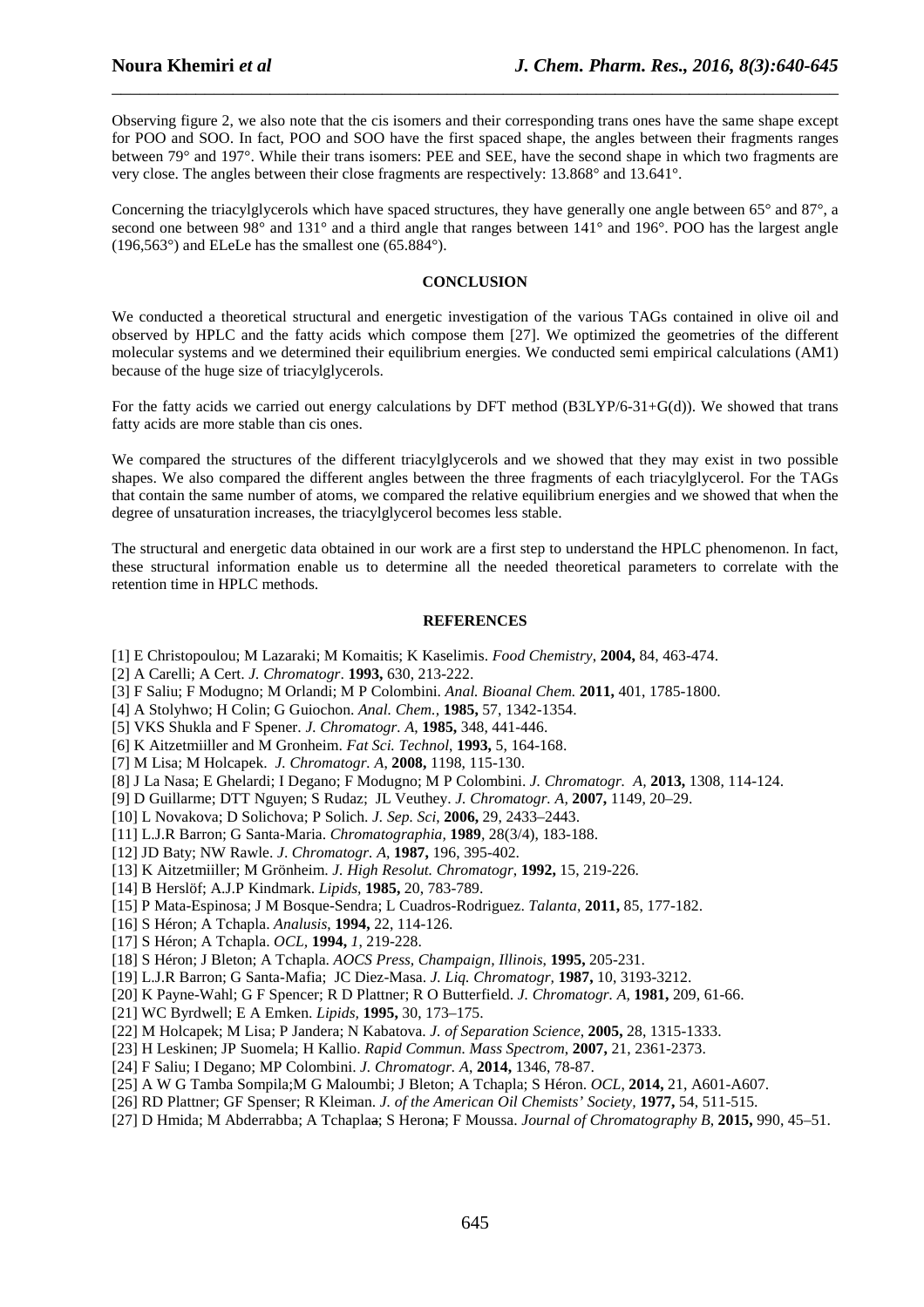Observing figure 2, we also note that the cis isomers and their corresponding trans ones have the same shape except for POO and SOO. In fact, POO and SOO have the first spaced shape, the angles between their fragments ranges between 79° and 197°. While their trans isomers: PEE and SEE, have the second shape in which two fragments are very close. The angles between their close fragments are respectively: 13.868° and 13.641°.

Concerning the triacylglycerols which have spaced structures, they have generally one angle between 65° and 87°, a second one between 98° and 131° and a third angle that ranges between 141° and 196°. POO has the largest angle (196,563°) and ELeLe has the smallest one (65.884°).

## CONCLUSION

We conducted a theoretical structural and energetic investigation of the various TAGs contained in olive oil and observed by HPLC and the fatty acids which compose them [27]. We optimized the geometries of the different molecular systems and we determined their equilibrium energies. We conducted semi empirical calculations (AM1) because of the huge size of triacylglycerols.

For the fatty acids we carried out energy calculations by DFT method (B3LYP/6-31+G(d)). We showed that trans fatty acids are more stable than cis ones.

We compared the structures of the different triacylglycerols and we showed that they may exist in two possible shapes. We also compared the different angles between the three fragments of each triacylglycerol. For the TAGs that contain the same number of atoms, we compared the relative equilibrium energies and we showed that when the degree of unsaturation increases, the triacylglycerol becomes less stable.

The structural and energetic data obtained in our work are a first step to understand the HPLC phenomenon. In fact, these structural information enable us to determine all the needed theoretical parameters to correlate with the retention time in HPLC methods.

## REFERENCES

[1] E Christopoulou; M Lazaraki; M Komaitis; K Kaselimis. *Food Chemistry*, **2004,** 84, 463-474.
[2] A Carelli; A Cert. *J. Chromatogr*. **1993,** 630, 213-222.
[3] F Saliu; F Modugno; M Orlandi; M P Colombini. *Anal. Bioanal Chem.* **2011,** 401, 1785-1800.
[4] A Stolyhwo; H Colin; G Guiochon. *Anal. Chem.,* **1985,** 57, 1342-1354.
[5] VKS Shukla and F Spener. *J. Chromatogr. A,* **1985,** 348, 441-446.
[6] K Aitzetmiiller and M Gronheim. *Fat Sci. Technol,* **1993,** 5, 164-168.
[7] M Lisa; M Holcapek. *J. Chromatogr. A,* **2008,** 1198, 115-130.
[8] J La Nasa; E Ghelardi; I Degano; F Modugno; M P Colombini. *J. Chromatogr. A,* **2013,** 1308, 114-124.
[9] D Guillarme; DTT Nguyen; S Rudaz; JL Veuthey. *J. Chromatogr. A,* **2007,** 1149, 20–29.
[10] L Novakova; D Solichova; P Solich. *J. Sep. Sci,* **2006,** 29, 2433–2443.
[11] L.J.R Barron; G Santa-Maria. *Chromatographia,* **1989**, 28(3/4), 183-188.
[12] JD Baty; NW Rawle. *J. Chromatogr. A,* **1987,** 196, 395-402.
[13] K Aitzetmiiller; M Grönheim. *J. High Resolut. Chromatogr,* **1992,** 15, 219-226.
[14] B Herslöf; A.J.P Kindmark. *Lipids,* **1985,** 20, 783-789.
[15] P Mata-Espinosa; J M Bosque-Sendra; L Cuadros-Rodriguez. *Talanta,* **2011,** 85, 177-182.
[16] S Héron; A Tchapla. *Analusis,* **1994,** 22, 114-126.
[17] S Héron; A Tchapla. *OCL,* **1994,** *1*, 219-228.
[18] S Héron; J Bleton; A Tchapla. *AOCS Press, Champaign, Illinois,* **1995,** 205-231.
[19] L.J.R Barron; G Santa-Mafia; JC Diez-Masa. *J. Liq. Chromatogr,* **1987,** 10, 3193-3212.
[20] K Payne-Wahl; G F Spencer; R D Plattner; R O Butterfield. *J. Chromatogr. A,* **1981,** 209, 61-66.
[21] WC Byrdwell; E A Emken. *Lipids,* **1995,** 30, 173–175.
[22] M Holcapek; M Lisa; P Jandera; N Kabatova. *J. of Separation Science,* **2005,** 28, 1315-1333.
[23] H Leskinen; JP Suomela; H Kallio. *Rapid Commun. Mass Spectrom,* **2007,** 21, 2361-2373.
[24] F Saliu; I Degano; MP Colombini. *J. Chromatogr. A,* **2014,** 1346, 78-87.
[25] A W G Tamba Sompila;M G Maloumbi; J Bleton; A Tchapla; S Héron. *OCL,* **2014,** 21, A601-A607.
[26] RD Plattner; GF Spenser; R Kleiman. *J. of the American Oil Chemists' Society,* **1977,** 54, 511-515.
[27] D Hmida; M Abderrabba; A Tchaplaa; S Herona; F Moussa. *Journal of Chromatography B,* **2015,** 990, 45–51.